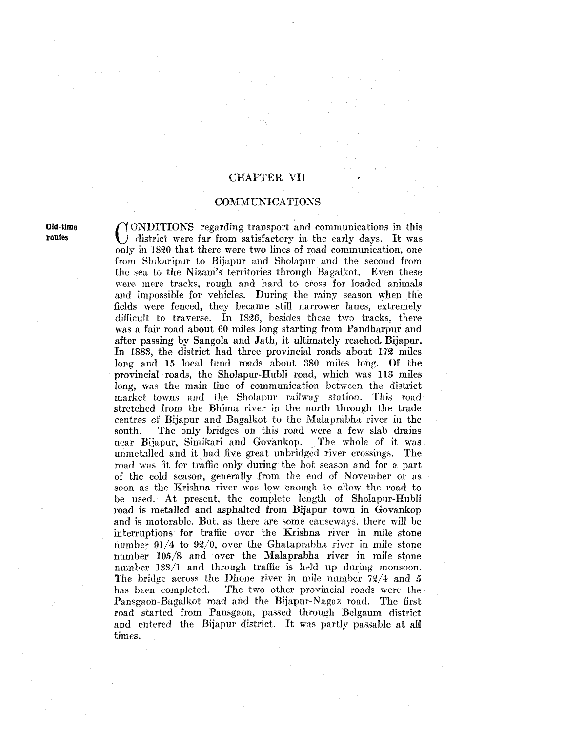# CHAPTER VII

## COMMUNICATIONS

**Old-time routes**

CONDITIONS regarding transport and communications in this district were far from satisfactory in the early days. It was only in 1820 that there were two lines of road communication, one from Shikaripur to Bijapur and Sholapur and the second from the sea to the Nizam's territories through Bagalkot. Even these were mere tracks, rough and hard to cross for loaded animals and impossible for vehicles. During the rainy season when the fields were fenced, they became still narrower lanes, extremely difficult to traverse. In 1826, besides these two tracks, there was a fair road about 60 miles long starting from Pandharpur and after passing by Sangola and Jath, it ultimately reached Bijapur. In 1883, the district had three provincial roads about 172 miles long and 15 local fund roads about 380 miles long. Of the provincial roads, the Sholapur-Hubli road, which was 113 miles long, was the main line of communication between the district market towns and the Sholapur railway station. This road stretched from the Bhima river in the north through the trade centres of Bijapur and Bagalkot to the Malaprabha river in the south. The only bridges on this road were a few slab drains near Bijapur, Simikari and Govankop. The whole of it was unmetalled and it had five great unbridged river crossings. The road was fit for traffic only during the hot season and for a part of the cold season, generally from the end of November or as soon as the Krishna river was low enough to allow the road to be used. At present, the complete length of Sholapur-Hubli road is metalled and asphalted from Bijapur town in Govankop and is motorable. But, as there are some causeways, there will be interruptions for traffic over the Krishna river in mile stone number 91/4 to 92/0, over the Ghataprabha river in mile stone number 105/8 and over the Malaprabha river in mile stone number 133/1 and through traffic is held up during monsoon. The bridge across the Dhone river in mile number 72/4 and 5 has been completed. The two other provincial roads were the Pansgaon-Bagalkot road and the Bijapur-Nagaz road. The first road started from Pansgaon, passed through Belgaum district and entered the Bijapur district. It was partly passable at all times.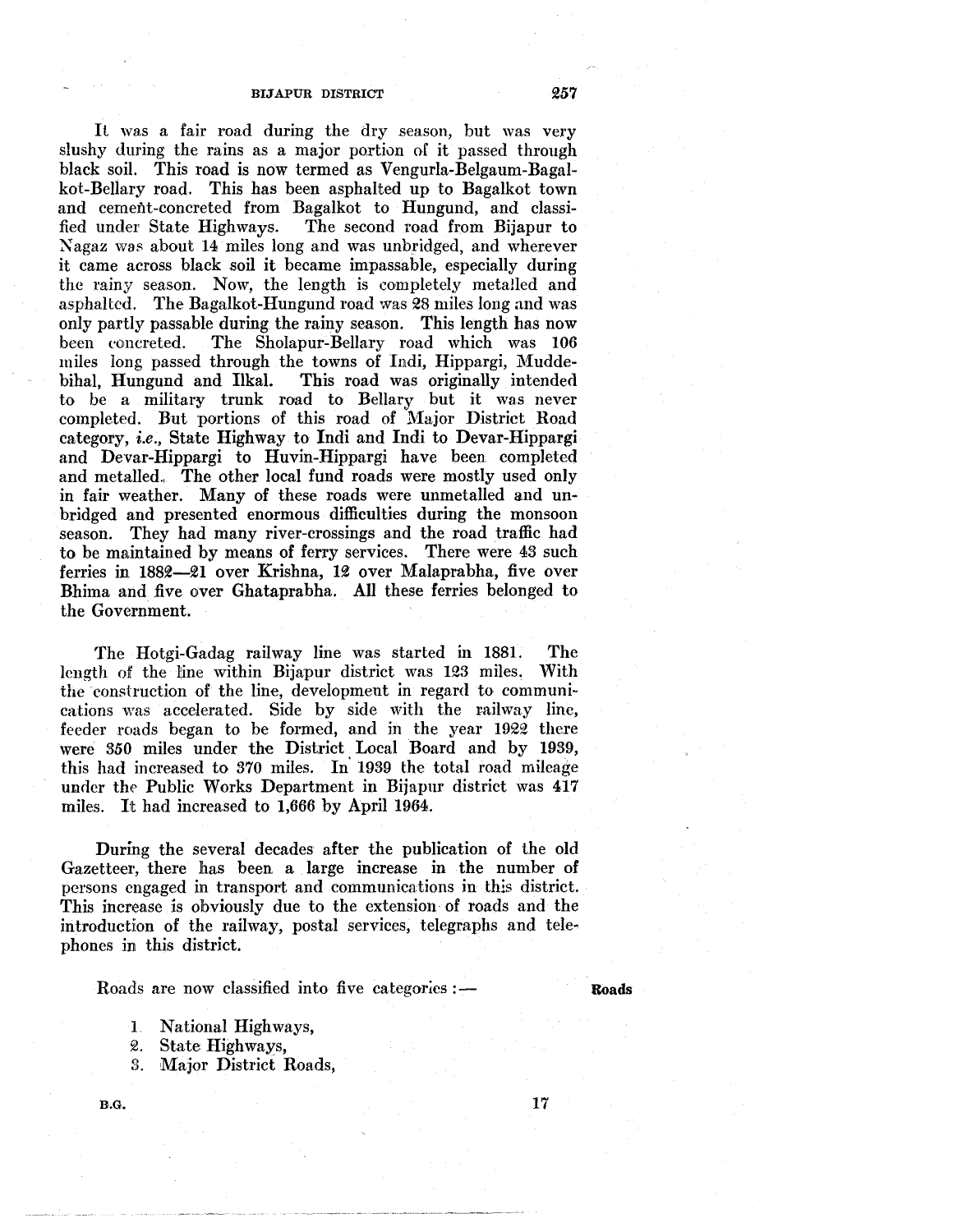It was a fair road during the dry season, but was very slushy during the rains as a major portion of it passed through black soil. This road is now termed as Vengurla-Belgaum-Bagalkot-Bellary road. This has been asphalted up to Bagalkot town and cement-concreted from Bagalkot to Hungund, and classified under State Highways. The second road from Bijapur to Nagaz was about 14 miles long and was unbridged, and wherever it came across black soil it became impassable, especially during the rainy season. Now, the length is completely metalled and asphalted. The Bagalkot-Hungund road was 28 miles long and was only partly passable during the rainy season. This length has now been concreted. The Sholapur-Bellary road which was 106 miles long passed through the towns of Indi, Hippargi, Muddebihal, Hungund and Ilkal. This road was originally intended to be a military trunk road to Bellary but it was never completed. But portions of this road of Major District Road category, *i.e.*, State Highway to Indi and Indi to Devar-Hippargi and Devar-Hippargi to Huvin-Hippargi have been completed and metalled. The other local fund roads were mostly used only in fair weather. Many of these roads were unmetalled and unbridged and presented enormous difficulties during the monsoon season. They had many river-crossings and the road traffic had to be maintained by means of ferry services. There were 43 such ferries in 1882—21 over Krishna, 12 over Malaprabha, five over Bhima and five over Ghataprabha. All these ferries belonged to the Government.

The Hotgi-Gadag railway line was started in 1881. The length of the line within Bijapur district was 123 miles. With the construction of the line, development in regard to communications was accelerated. Side by side with the railway line, feeder roads began to be formed, and in the year 1922 there were 350 miles under the District Local Board and by 1939, this had increased to 370 miles. In 1939 the total road mileage under the Public Works Department in Bijapur district was 417 miles. It had increased to 1,666 by April 1964.

During the several decades after the publication of the old Gazetteer, there has been a large increase in the number of persons engaged in transport and communications in this district. This increase is obviously due to the extension of roads and the introduction of the railway, postal services, telegraphs and telephones in this district.

**Roads**

Roads are now classified into five categories :—

1. National Highways,
2. State Highways,
3. Major District Roads,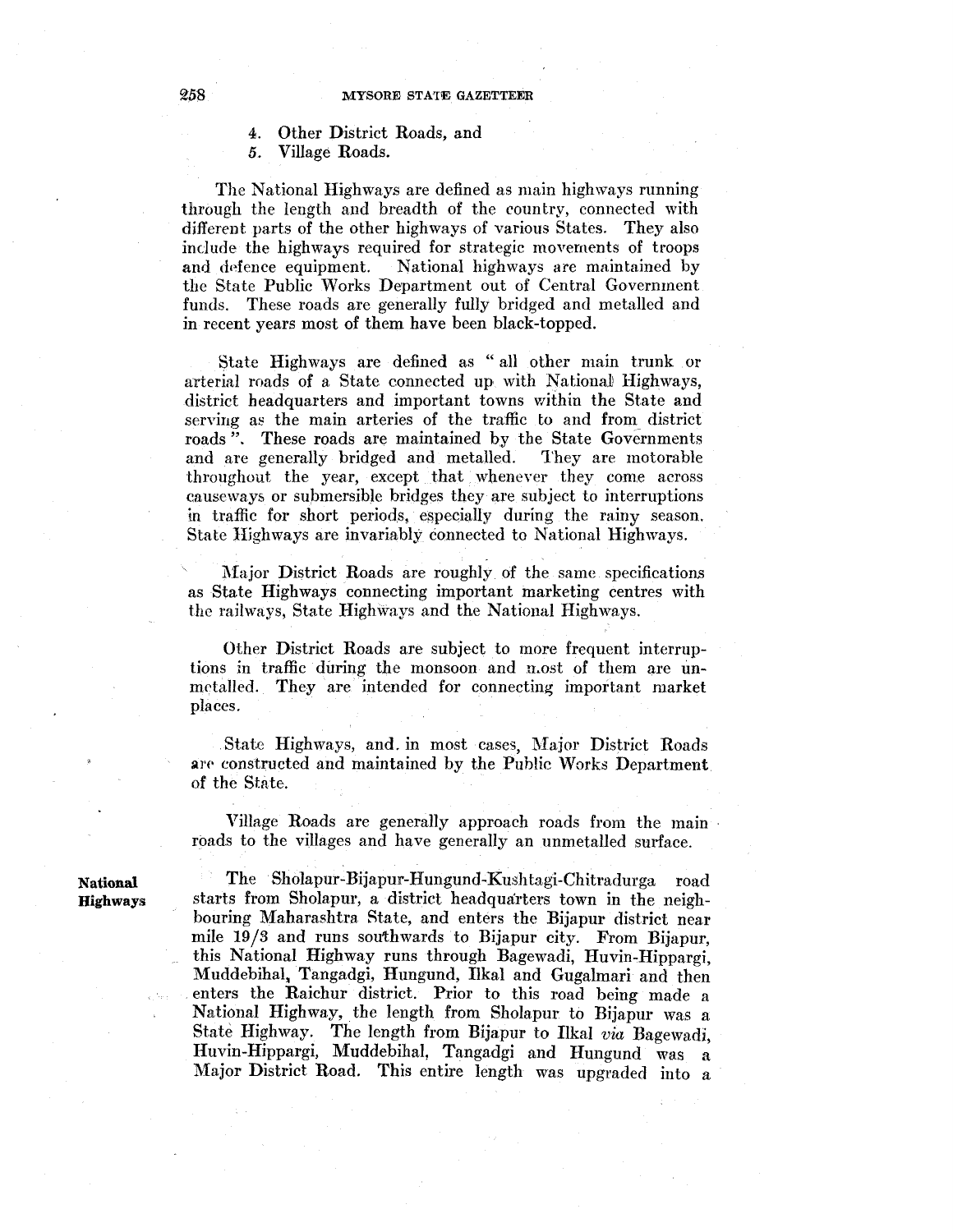4. Other District Roads, and
5. Village Roads.

The National Highways are defined as main highways running through the length and breadth of the country, connected with different parts of the other highways of various States. They also include the highways required for strategic movements of troops and defence equipment. National highways are maintained by the State Public Works Department out of Central Government funds. These roads are generally fully bridged and metalled and in recent years most of them have been black-topped.

State Highways are defined as "all other main trunk or arterial roads of a State connected up with National Highways, district headquarters and important towns within the State and serving as the main arteries of the traffic to and from district roads". These roads are maintained by the State Governments and are generally bridged and metalled. They are motorable throughout the year, except that whenever they come across causeways or submersible bridges they are subject to interruptions in traffic for short periods, especially during the rainy season. State Highways are invariably connected to National Highways.

Major District Roads are roughly of the same specifications as State Highways connecting important marketing centres with the railways, State Highways and the National Highways.

Other District Roads are subject to more frequent interruptions in traffic during the monsoon and most of them are unmetalled. They are intended for connecting important market places.

State Highways, and in most cases, Major District Roads are constructed and maintained by the Public Works Department of the State.

Village Roads are generally approach roads from the main roads to the villages and have generally an unmetalled surface.

**National Highways**

The Sholapur-Bijapur-Hungund-Kushtagi-Chitradurga road starts from Sholapur, a district headquarters town in the neighbouring Maharashtra State, and enters the Bijapur district near mile 19/3 and runs southwards to Bijapur city. From Bijapur, this National Highway runs through Bagewadi, Huvin-Hippargi, Muddebihal, Tangadgi, Hungund, Ilkal and Gugalmari and then enters the Raichur district. Prior to this road being made a National Highway, the length from Sholapur to Bijapur was a State Highway. The length from Bijapur to Ilkal *via* Bagewadi, Huvin-Hippargi, Muddebihal, Tangadgi and Hungund was a Major District Road. This entire length was upgraded into a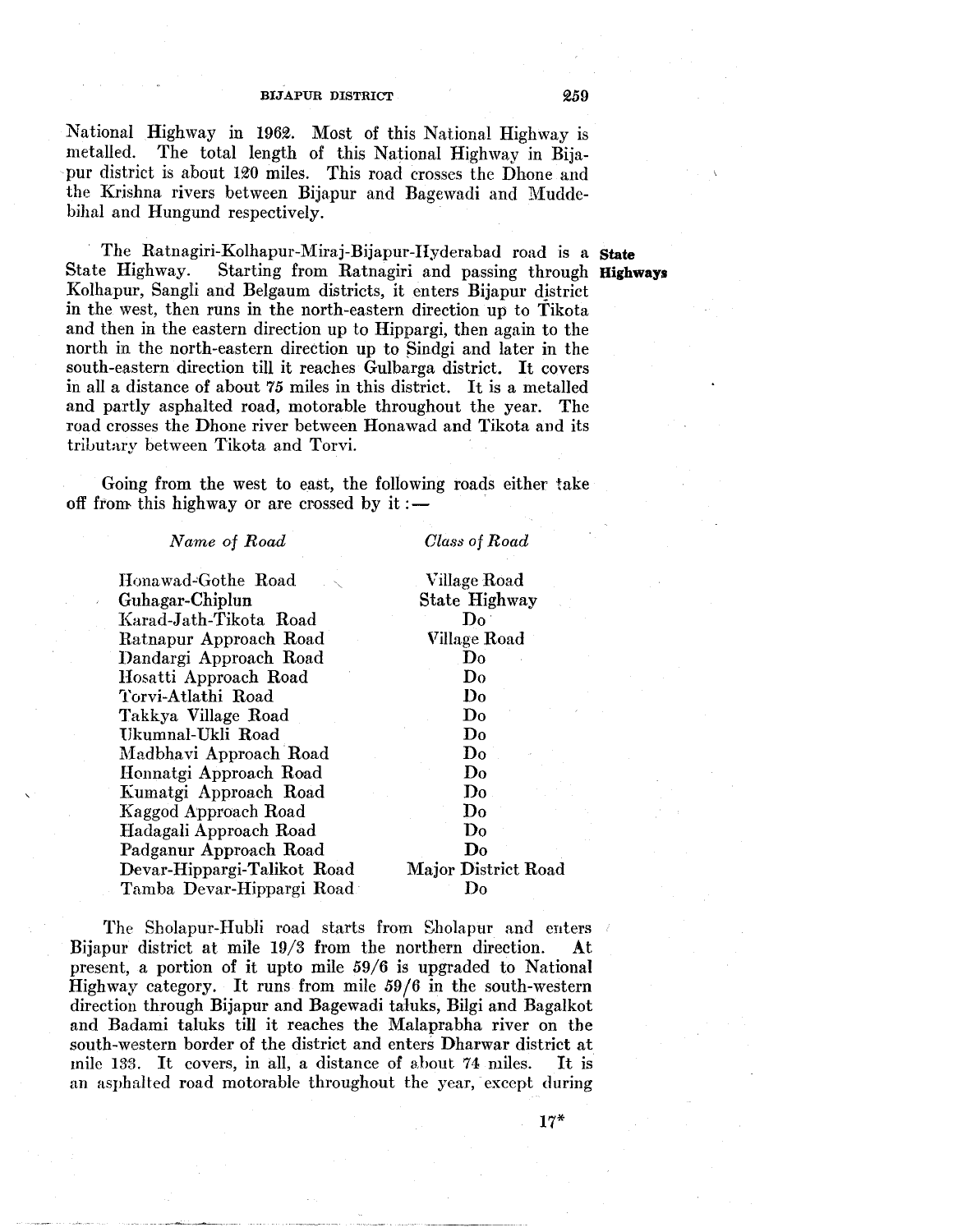National Highway in 1962. Most of this National Highway is metalled. The total length of this National Highway in Bijapur district is about 120 miles. This road crosses the Dhone and the Krishna rivers between Bijapur and Bagewadi and Muddebihal and Hungund respectively.

**State Highways**

The Ratnagiri-Kolhapur-Miraj-Bijapur-Hyderabad road is a State Highway. Starting from Ratnagiri and passing through Kolhapur, Sangli and Belgaum districts, it enters Bijapur district in the west, then runs in the north-eastern direction up to Tikota and then in the eastern direction up to Hippargi, then again to the north in the north-eastern direction up to Sindgi and later in the south-eastern direction till it reaches Gulbarga district. It covers in all a distance of about 75 miles in this district. It is a metalled and partly asphalted road, motorable throughout the year. The road crosses the Dhone river between Honawad and Tikota and its tributary between Tikota and Torvi.

Going from the west to east, the following roads either take off from this highway or are crossed by it :—

| *Name of Road* | *Class of Road* |
|---|---|
| Honawad-Gothe Road | Village Road |
| Guhagar-Chiplun | State Highway |
| Karad-Jath-Tikota Road | Do |
| Ratnapur Approach Road | Village Road |
| Dandargi Approach Road | Do |
| Hosatti Approach Road | Do |
| Torvi-Atlathi Road | Do |
| Takkya Village Road | Do |
| Ukumnal-Ukli Road | Do |
| Madbhavi Approach Road | Do |
| Honnatgi Approach Road | Do |
| Kumatgi Approach Road | Do |
| Kaggod Approach Road | Do |
| Hadagali Approach Road | Do |
| Padganur Approach Road | Do |
| Devar-Hippargi-Talikot Road | Major District Road |
| Tamba Devar-Hippargi Road | Do |

The Sholapur-Hubli road starts from Sholapur and enters Bijapur district at mile 19/3 from the northern direction. At present, a portion of it upto mile 59/6 is upgraded to National Highway category. It runs from mile 59/6 in the south-western direction through Bijapur and Bagewadi taluks, Bilgi and Bagalkot and Badami taluks till it reaches the Malaprabha river on the south-western border of the district and enters Dharwar district at mile 133. It covers, in all, a distance of about 74 miles. It is an asphalted road motorable throughout the year, except during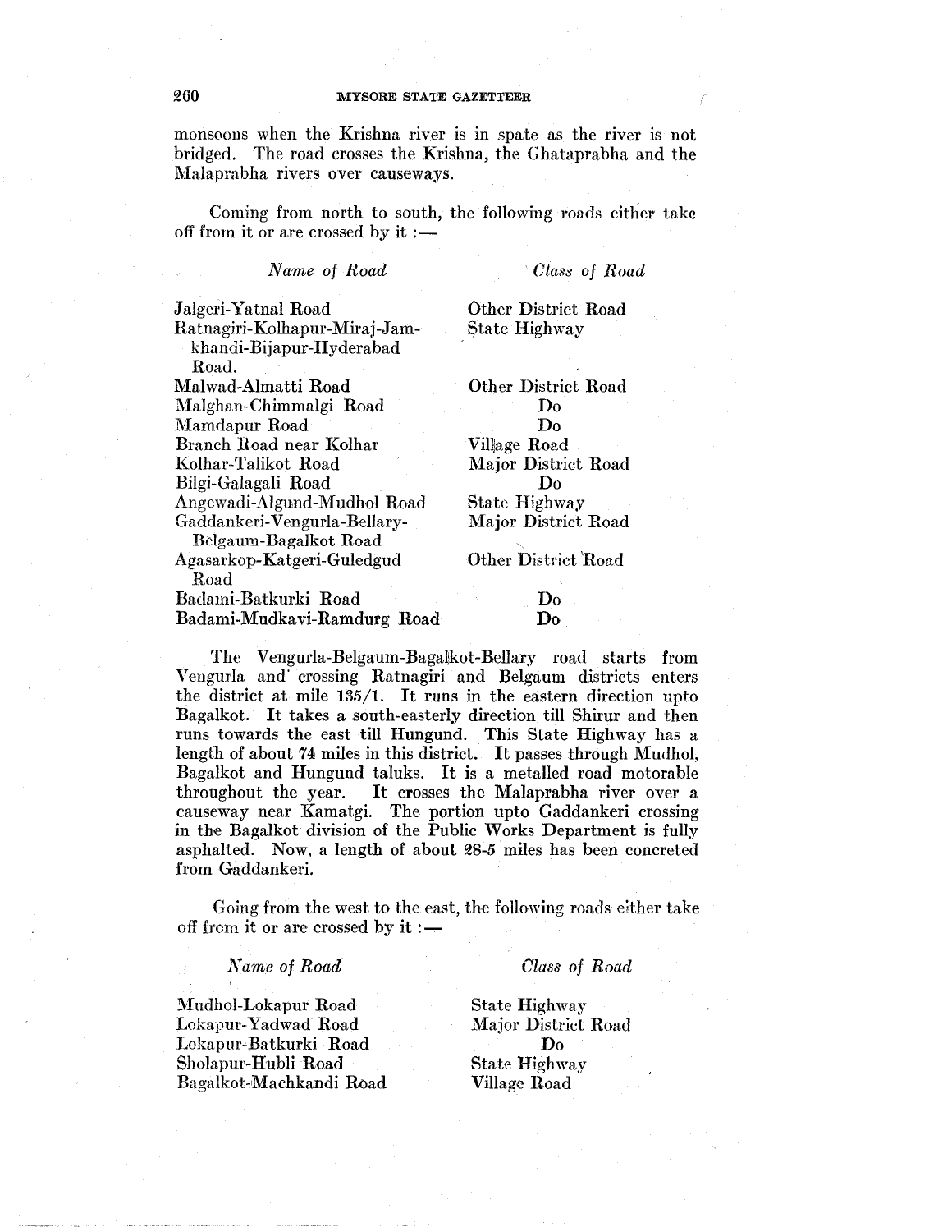monsoons when the Krishna river is in spate as the river is not bridged. The road crosses the Krishna, the Ghataprabha and the Malaprabha rivers over causeways.

Coming from north to south, the following roads either take off from it or are crossed by it :—

| *Name of Road* | *Class of Road* |
|---|---|
| Jalgeri-Yatnal Road | Other District Road |
| Ratnagiri-Kolhapur-Miraj-Jamkhandi-Bijapur-Hyderabad Road. | State Highway |
| Malwad-Almatti Road | Other District Road |
| Malghan-Chimmalgi Road | Do |
| Mamdapur Road | Do |
| Branch Road near Kolhar | Village Road |
| Kolhar-Talikot Road | Major District Road |
| Bilgi-Galagali Road | Do |
| Angewadi-Algund-Mudhol Road | State Highway |
| Gaddankeri-Vengurla-Bellary-Belgaum-Bagalkot Road | Major District Road |
| Agasarkop-Katgeri-Guledgud Road | Other District Road |
| Badami-Batkurki Road | Do |
| Badami-Mudkavi-Ramdurg Road | Do |

The Vengurla-Belgaum-Bagalkot-Bellary road starts from Vengurla and crossing Ratnagiri and Belgaum districts enters the district at mile 135/1. It runs in the eastern direction upto Bagalkot. It takes a south-easterly direction till Shirur and then runs towards the east till Hungund. This State Highway has a length of about 74 miles in this district. It passes through Mudhol, Bagalkot and Hungund taluks. It is a metalled road motorable throughout the year. It crosses the Malaprabha river over a causeway near Kamatgi. The portion upto Gaddankeri crossing in the Bagalkot division of the Public Works Department is fully asphalted. Now, a length of about 28-5 miles has been concreted from Gaddankeri.

Going from the west to the east, the following roads either take off from it or are crossed by it :—

| *Name of Road* | *Class of Road* |
|---|---|
| Mudhol-Lokapur Road | State Highway |
| Lokapur-Yadwad Road | Major District Road |
| Lokapur-Batkurki Road | Do |
| Sholapur-Hubli Road | State Highway |
| Bagalkot-Machkandi Road | Village Road |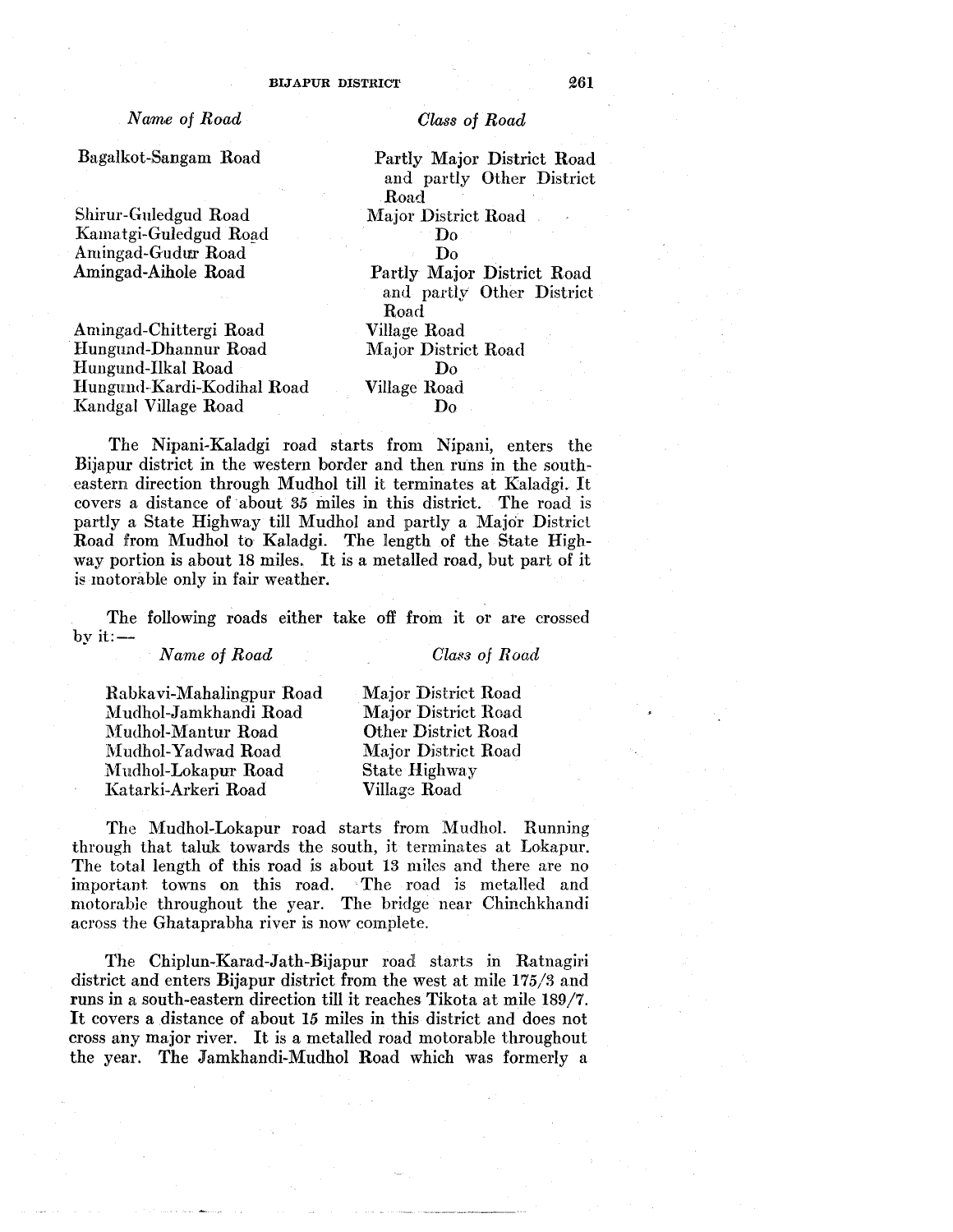| *Name of Road* | *Class of Road* |
|---|---|
| Bagalkot-Sangam Road | Partly Major District Road and partly Other District Road |
| Shirur-Guledgud Road | Major District Road |
| Kamatgi-Guledgud Road | Do |
| Amingad-Gudur Road | Do |
| Amingad-Aihole Road | Partly Major District Road and partly Other District Road |
| Amingad-Chittergi Road | Village Road |
| Hungund-Dhannur Road | Major District Road |
| Hungund-Ilkal Road | Do |
| Hungund-Kardi-Kodihal Road | Village Road |
| Kandgal Village Road | Do |

The Nipani-Kaladgi road starts from Nipani, enters the Bijapur district in the western border and then runs in the south-eastern direction through Mudhol till it terminates at Kaladgi. It covers a distance of about 35 miles in this district. The road is partly a State Highway till Mudhol and partly a Major District Road from Mudhol to Kaladgi. The length of the State Highway portion is about 18 miles. It is a metalled road, but part of it is motorable only in fair weather.

The following roads either take off from it or are crossed by it:—

| *Name of Road* | *Class of Road* |
|---|---|
| Rabkavi-Mahalingpur Road | Major District Road |
| Mudhol-Jamkhandi Road | Major District Road |
| Mudhol-Mantur Road | Other District Road |
| Mudhol-Yadwad Road | Major District Road |
| Mudhol-Lokapur Road | State Highway |
| Katarki-Arkeri Road | Village Road |

The Mudhol-Lokapur road starts from Mudhol. Running through that taluk towards the south, it terminates at Lokapur. The total length of this road is about 13 miles and there are no important towns on this road. The road is metalled and motorable throughout the year. The bridge near Chinchkhandi across the Ghataprabha river is now complete.

The Chiplun-Karad-Jath-Bijapur road starts in Ratnagiri district and enters Bijapur district from the west at mile 175/3 and runs in a south-eastern direction till it reaches Tikota at mile 189/7. It covers a distance of about 15 miles in this district and does not cross any major river. It is a metalled road motorable throughout the year. The Jamkhandi-Mudhol Road which was formerly a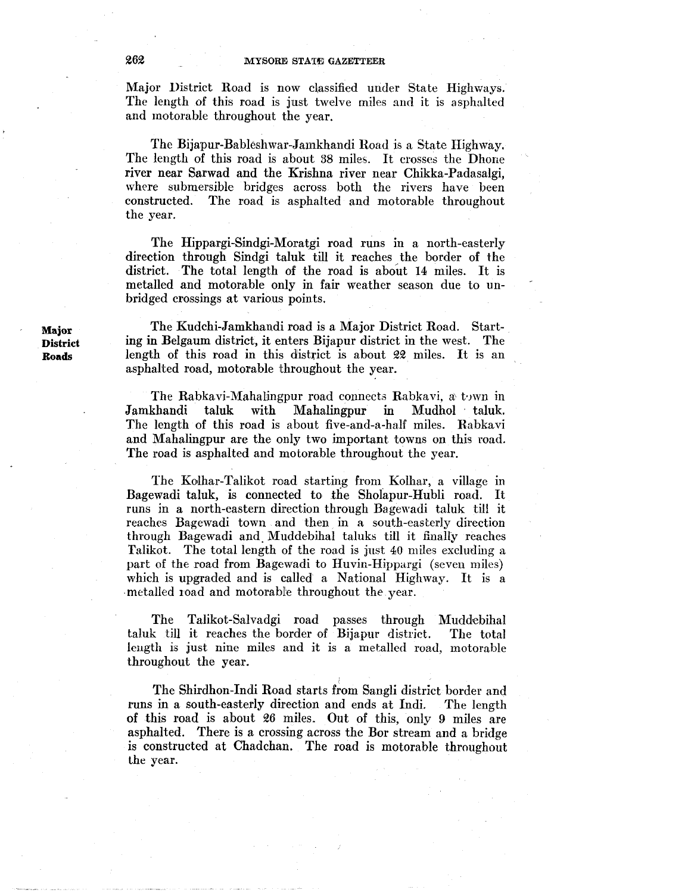Major District Road is now classified under State Highways. The length of this road is just twelve miles and it is asphalted and motorable throughout the year.

The Bijapur-Bableshwar-Jamkhandi Road is a State Highway. The length of this road is about 38 miles. It crosses the Dhone river near Sarwad and the Krishna river near Chikka-Padasalgi, where submersible bridges across both the rivers have been constructed. The road is asphalted and motorable throughout the year.

The Hippargi-Sindgi-Moratgi road runs in a north-easterly direction through Sindgi taluk till it reaches the border of the district. The total length of the road is about 14 miles. It is metalled and motorable only in fair weather season due to unbridged crossings at various points.

**Major District Roads**

The Kudchi-Jamkhandi road is a Major District Road. Starting in Belgaum district, it enters Bijapur district in the west. The length of this road in this district is about 22 miles. It is an asphalted road, motorable throughout the year.

The Rabkavi-Mahalingpur road connects Rabkavi, a town in Jamkhandi taluk with Mahalingpur in Mudhol taluk. The length of this road is about five-and-a-half miles. Rabkavi and Mahalingpur are the only two important towns on this road. The road is asphalted and motorable throughout the year.

The Kolhar-Talikot road starting from Kolhar, a village in Bagewadi taluk, is connected to the Sholapur-Hubli road. It runs in a north-eastern direction through Bagewadi taluk till it reaches Bagewadi town and then in a south-easterly direction through Bagewadi and Muddebihal taluks till it finally reaches Talikot. The total length of the road is just 40 miles excluding a part of the road from Bagewadi to Huvin-Hippargi (seven miles) which is upgraded and is called a National Highway. It is a metalled road and motorable throughout the year.

The Talikot-Salvadgi road passes through Muddebihal taluk till it reaches the border of Bijapur district. The total length is just nine miles and it is a metalled road, motorable throughout the year.

The Shirdhon-Indi Road starts from Sangli district border and runs in a south-easterly direction and ends at Indi. The length of this road is about 26 miles. Out of this, only 9 miles are asphalted. There is a crossing across the Bor stream and a bridge is constructed at Chadchan. The road is motorable throughout the year.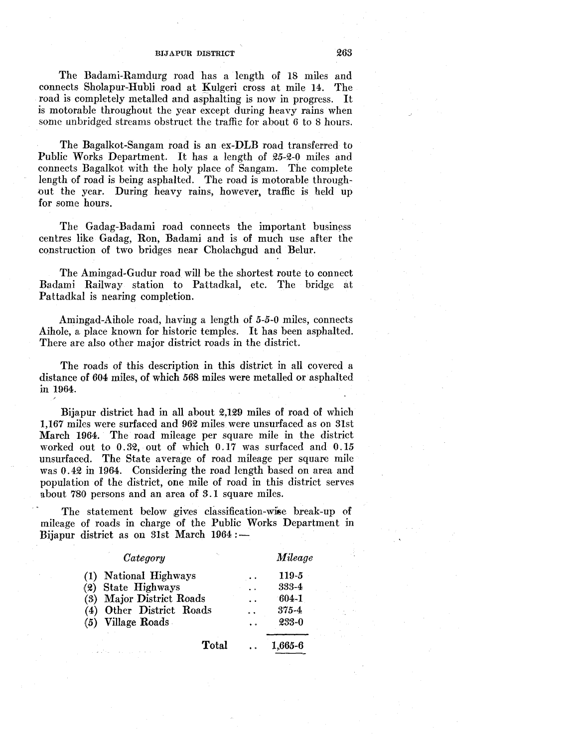The Badami-Ramdurg road has a length of 18 miles and connects Sholapur-Hubli road at Kulgeri cross at mile 14. The road is completely metalled and asphalting is now in progress. It is motorable throughout the year except during heavy rains when some unbridged streams obstruct the traffic for about 6 to 8 hours.

The Bagalkot-Sangam road is an ex-DLB road transferred to Public Works Department. It has a length of 25-2-0 miles and connects Bagalkot with the holy place of Sangam. The complete length of road is being asphalted. The road is motorable throughout the year. During heavy rains, however, traffic is held up for some hours.

The Gadag-Badami road connects the important business centres like Gadag, Ron, Badami and is of much use after the construction of two bridges near Cholachgud and Belur.

The Amingad-Gudur road will be the shortest route to connect Badami Railway station to Pattadkal, etc. The bridge at Pattadkal is nearing completion.

Amingad-Aihole road, having a length of 5-5-0 miles, connects Aihole, a place known for historic temples. It has been asphalted. There are also other major district roads in the district.

The roads of this description in this district in all covered a distance of 604 miles, of which 568 miles were metalled or asphalted in 1964.

Bijapur district had in all about 2,129 miles of road of which 1,167 miles were surfaced and 962 miles were unsurfaced as on 31st March 1964. The road mileage per square mile in the district worked out to 0.32, out of which 0.17 was surfaced and 0.15 unsurfaced. The State average of road mileage per square mile was 0.42 in 1964. Considering the road length based on area and population of the district, one mile of road in this district serves about 780 persons and an area of 3.1 square miles.

The statement below gives classification-wise break-up of mileage of roads in charge of the Public Works Department in Bijapur district as on 31st March 1964 :—

| *Category* | | *Mileage* |
|---|---|---|
| (1) National Highways | .. | 119-5 |
| (2) State Highways | .. | 333-4 |
| (3) Major District Roads | .. | 604-1 |
| (4) Other District Roads | .. | 375-4 |
| (5) Village Roads | .. | 233-0 |
| Total | .. | 1,665-6 |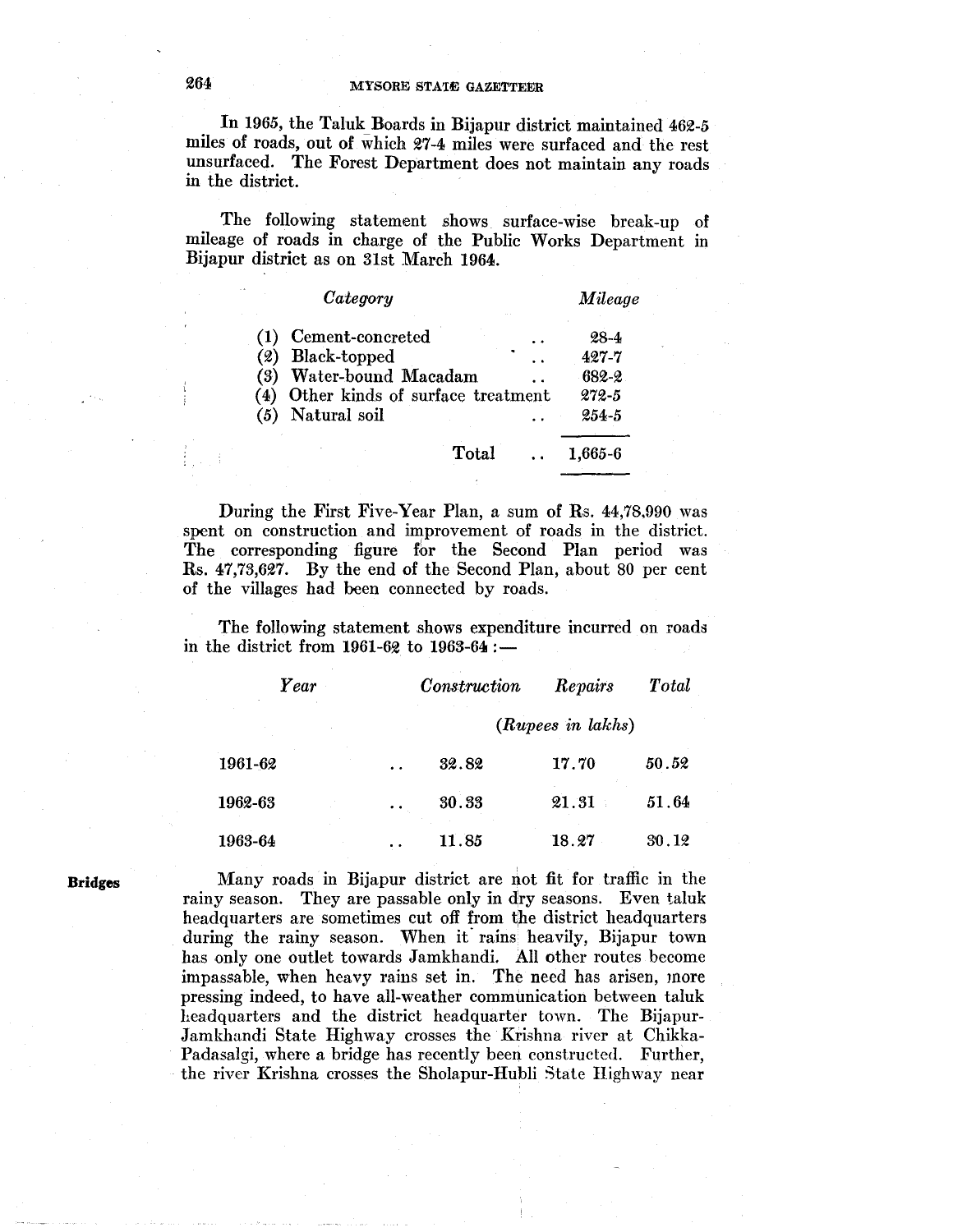In 1965, the Taluk Boards in Bijapur district maintained 462-5 miles of roads, out of which 27-4 miles were surfaced and the rest unsurfaced. The Forest Department does not maintain any roads in the district.

The following statement shows surface-wise break-up of mileage of roads in charge of the Public Works Department in Bijapur district as on 31st March 1964.

| *Category* | *Mileage* |
|---|---|
| (1) Cement-concreted .. | 28-4 |
| (2) Black-topped .. | 427-7 |
| (3) Water-bound Macadam .. | 682-2 |
| (4) Other kinds of surface treatment | 272-5 |
| (5) Natural soil .. | 254-5 |
| Total .. | 1,665-6 |

During the First Five-Year Plan, a sum of Rs. 44,78,990 was spent on construction and improvement of roads in the district. The corresponding figure for the Second Plan period was Rs. 47,73,627. By the end of the Second Plan, about 80 per cent of the villages had been connected by roads.

The following statement shows expenditure incurred on roads in the district from 1961-62 to 1963-64 :—

| *Year* | *Construction* | *Repairs* | *Total* |
|---|---|---|---|
| | | (*Rupees in lakhs*) | |
| 1961-62 .. | 32.82 | 17.70 | 50.52 |
| 1962-63 .. | 30.33 | 21.31 | 51.64 |
| 1963-64 .. | 11.85 | 18.27 | 30.12 |

**Bridges**

Many roads in Bijapur district are not fit for traffic in the rainy season. They are passable only in dry seasons. Even taluk headquarters are sometimes cut off from the district headquarters during the rainy season. When it rains heavily, Bijapur town has only one outlet towards Jamkhandi. All other routes become impassable, when heavy rains set in. The need has arisen, more pressing indeed, to have all-weather communication between taluk headquarters and the district headquarter town. The Bijapur-Jamkhandi State Highway crosses the Krishna river at Chikka-Padasalgi, where a bridge has recently been constructed. Further, the river Krishna crosses the Sholapur-Hubli State Highway near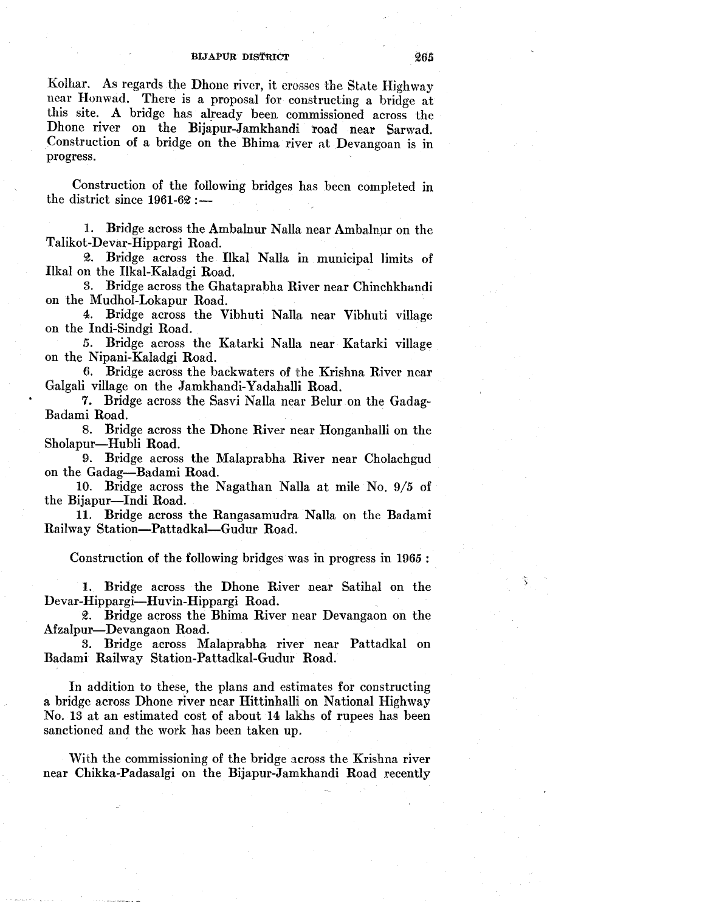Kolhar. As regards the Dhone river, it crosses the State Highway near Honwad. There is a proposal for constructing a bridge at this site. A bridge has already been commissioned across the Dhone river on the Bijapur-Jamkhandi road near Sarwad. Construction of a bridge on the Bhima river at Devangoan is in progress.

Construction of the following bridges has been completed in the district since 1961-62 :—

1. Bridge across the Ambalnur Nalla near Ambalnur on the Talikot-Devar-Hippargi Road.
2. Bridge across the Ilkal Nalla in municipal limits of Ilkal on the Ilkal-Kaladgi Road.
3. Bridge across the Ghataprabha River near Chinchkhandi on the Mudhol-Lokapur Road.
4. Bridge across the Vibhuti Nalla near Vibhuti village on the Indi-Sindgi Road.
5. Bridge across the Katarki Nalla near Katarki village on the Nipani-Kaladgi Road.
6. Bridge across the backwaters of the Krishna River near Galgali village on the Jamkhandi-Yadahalli Road.
7. Bridge across the Sasvi Nalla near Belur on the Gadag-Badami Road.
8. Bridge across the Dhone River near Honganhalli on the Sholapur—Hubli Road.
9. Bridge across the Malaprabha River near Cholachgud on the Gadag—Badami Road.
10. Bridge across the Nagathan Nalla at mile No. 9/5 of the Bijapur—Indi Road.
11. Bridge across the Rangasamudra Nalla on the Badami Railway Station—Pattadkal—Gudur Road.

Construction of the following bridges was in progress in 1965 :

1. Bridge across the Dhone River near Satihal on the Devar-Hippargi—Huvin-Hippargi Road.
2. Bridge across the Bhima River near Devangaon on the Afzalpur—Devangaon Road.
3. Bridge across Malaprabha river near Pattadkal on Badami Railway Station-Pattadkal-Gudur Road.

In addition to these, the plans and estimates for constructing a bridge across Dhone river near Hittinhalli on National Highway No. 13 at an estimated cost of about 14 lakhs of rupees has been sanctioned and the work has been taken up.

With the commissioning of the bridge across the Krishna river near Chikka-Padasalgi on the Bijapur-Jamkhandi Road recently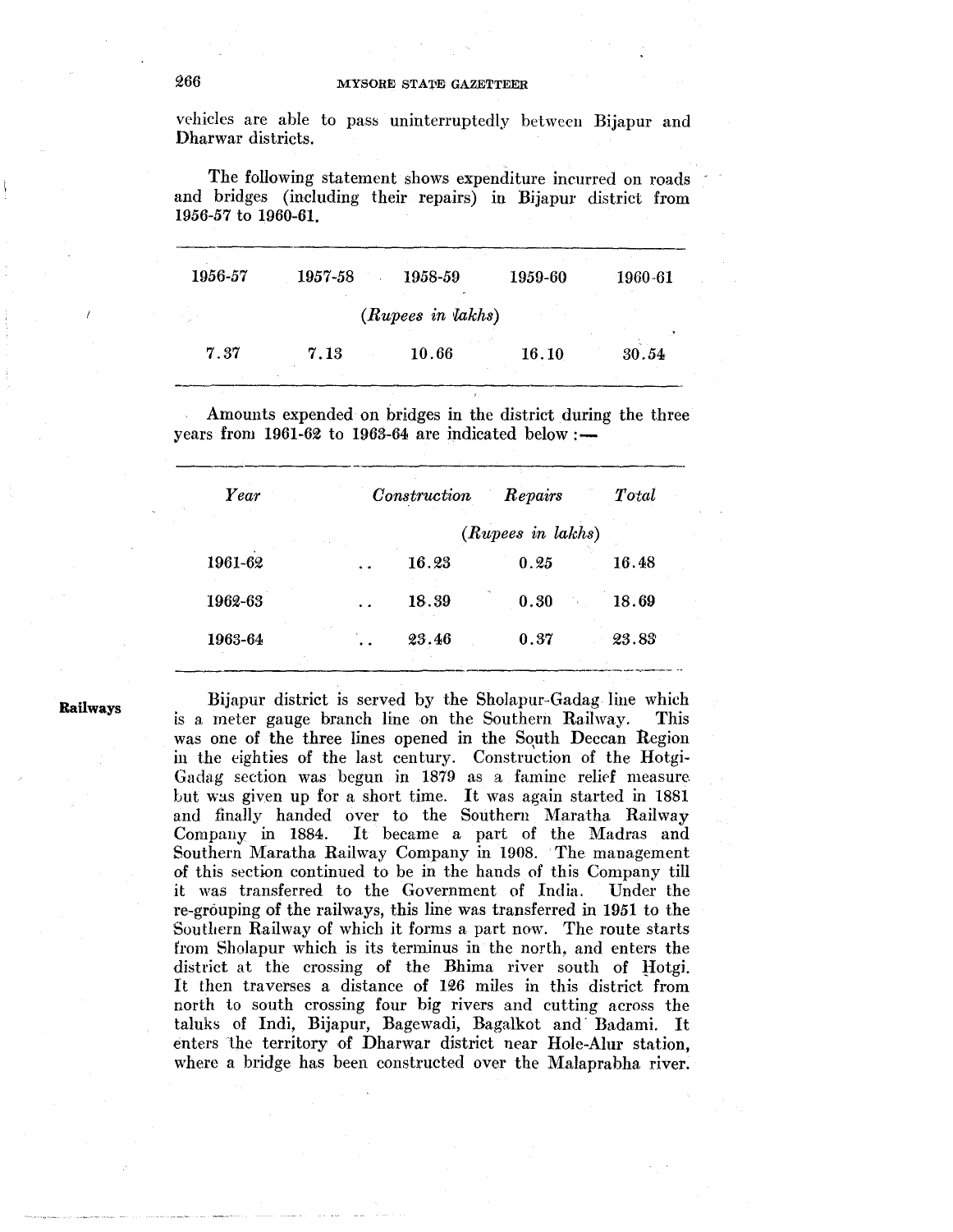vehicles are able to pass uninterruptedly between Bijapur and Dharwar districts.

The following statement shows expenditure incurred on roads and bridges (including their repairs) in Bijapur district from 1956-57 to 1960-61.

| 1956-57 | 1957-58 | 1958-59 | 1959-60 | 1960-61 |
|---|---|---|---|---|
| | | *(Rupees in lakhs)* | | |
| 7.37 | 7.13 | 10.66 | 16.10 | 30.54 |

Amounts expended on bridges in the district during the three years from 1961-62 to 1963-64 are indicated below:—

| *Year* | *Construction* | *Repairs* | *Total* |
|---|---|---|---|
| | | *(Rupees in lakhs)* | |
| 1961-62 | .. 16.23 | 0.25 | 16.48 |
| 1962-63 | .. 18.39 | 0.30 | 18.69 |
| 1963-64 | .. 23.46 | 0.37 | 23.83 |

**Railways**

Bijapur district is served by the Sholapur-Gadag line which is a meter gauge branch line on the Southern Railway. This was one of the three lines opened in the South Deccan Region in the eighties of the last century. Construction of the Hotgi-Gadag section was begun in 1879 as a famine relief measure but was given up for a short time. It was again started in 1881 and finally handed over to the Southern Maratha Railway Company in 1884. It became a part of the Madras and Southern Maratha Railway Company in 1908. The management of this section continued to be in the hands of this Company till it was transferred to the Government of India. Under the re-grouping of the railways, this line was transferred in 1951 to the Southern Railway of which it forms a part now. The route starts from Sholapur which is its terminus in the north, and enters the district at the crossing of the Bhima river south of Hotgi. It then traverses a distance of 126 miles in this district from north to south crossing four big rivers and cutting across the taluks of Indi, Bijapur, Bagewadi, Bagalkot and Badami. It enters the territory of Dharwar district near Hole-Alur station, where a bridge has been constructed over the Malaprabha river.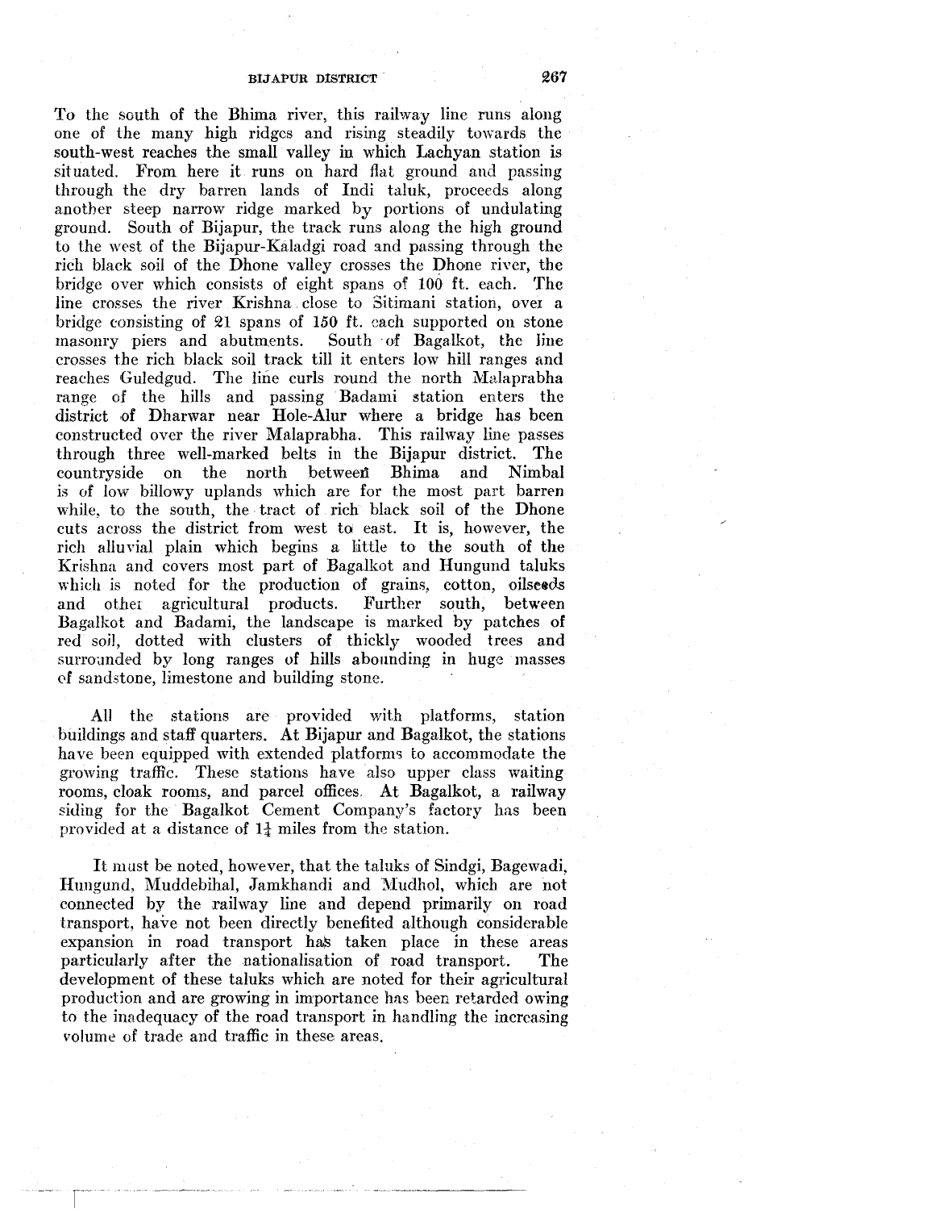To the south of the Bhima river, this railway line runs along one of the many high ridges and rising steadily towards the south-west reaches the small valley in which Lachyan station is situated. From here it runs on hard flat ground and passing through the dry barren lands of Indi taluk, proceeds along another steep narrow ridge marked by portions of undulating ground. South of Bijapur, the track runs along the high ground to the west of the Bijapur-Kaladgi road and passing through the rich black soil of the Dhone valley crosses the Dhone river, the bridge over which consists of eight spans of 100 ft. each. The line crosses the river Krishna close to Sitimani station, over a bridge consisting of 21 spans of 150 ft. each supported on stone masonry piers and abutments. South of Bagalkot, the line crosses the rich black soil track till it enters low hill ranges and reaches Guledgud. The line curls round the north Malaprabha range of the hills and passing Badami station enters the district of Dharwar near Hole-Alur where a bridge has been constructed over the river Malaprabha. This railway line passes through three well-marked belts in the Bijapur district. The countryside on the north between Bhima and Nimbal is of low billowy uplands which are for the most part barren while, to the south, the tract of rich black soil of the Dhone cuts across the district from west to east. It is, however, the rich alluvial plain which begins a little to the south of the Krishna and covers most part of Bagalkot and Hungund taluks which is noted for the production of grains, cotton, oilseeds and other agricultural products. Further south, between Bagalkot and Badami, the landscape is marked by patches of red soil, dotted with clusters of thickly wooded trees and surrounded by long ranges of hills abounding in huge masses of sandstone, limestone and building stone.

All the stations are provided with platforms, station buildings and staff quarters. At Bijapur and Bagalkot, the stations have been equipped with extended platforms to accommodate the growing traffic. These stations have also upper class waiting rooms, cloak rooms, and parcel offices. At Bagalkot, a railway siding for the Bagalkot Cement Company's factory has been provided at a distance of 1¼ miles from the station.

It must be noted, however, that the taluks of Sindgi, Bagewadi, Hungund, Muddebihal, Jamkhandi and Mudhol, which are not connected by the railway line and depend primarily on road transport, have not been directly benefited although considerable expansion in road transport has taken place in these areas particularly after the nationalisation of road transport. The development of these taluks which are noted for their agricultural production and are growing in importance has been retarded owing to the inadequacy of the road transport in handling the increasing volume of trade and traffic in these areas.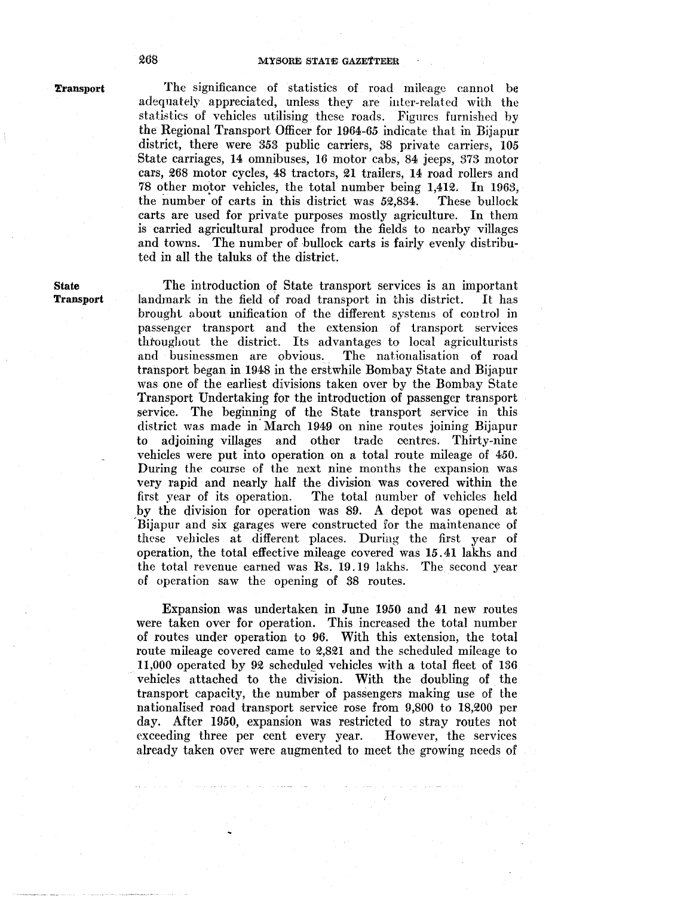**Transport**

The significance of statistics of road mileage cannot be adequately appreciated, unless they are inter-related with the statistics of vehicles utilising these roads. Figures furnished by the Regional Transport Officer for 1964-65 indicate that in Bijapur district, there were 353 public carriers, 38 private carriers, 105 State carriages, 14 omnibuses, 16 motor cabs, 84 jeeps, 373 motor cars, 268 motor cycles, 48 tractors, 21 trailers, 14 road rollers and 78 other motor vehicles, the total number being 1,412. In 1963, the number of carts in this district was 52,834. These bullock carts are used for private purposes mostly agriculture. In them is carried agricultural produce from the fields to nearby villages and towns. The number of bullock carts is fairly evenly distributed in all the taluks of the district.

**State Transport**

The introduction of State transport services is an important landmark in the field of road transport in this district. It has brought about unification of the different systems of control in passenger transport and the extension of transport services throughout the district. Its advantages to local agriculturists and businessmen are obvious. The nationalisation of road transport began in 1948 in the erstwhile Bombay State and Bijapur was one of the earliest divisions taken over by the Bombay State Transport Undertaking for the introduction of passenger transport service. The beginning of the State transport service in this district was made in March 1949 on nine routes joining Bijapur to adjoining villages and other trade centres. Thirty-nine vehicles were put into operation on a total route mileage of 450. During the course of the next nine months the expansion was very rapid and nearly half the division was covered within the first year of its operation. The total number of vehicles held by the division for operation was 89. A depot was opened at Bijapur and six garages were constructed for the maintenance of these vehicles at different places. During the first year of operation, the total effective mileage covered was 15.41 lakhs and the total revenue earned was Rs. 19.19 lakhs. The second year of operation saw the opening of 38 routes.

Expansion was undertaken in June 1950 and 41 new routes were taken over for operation. This increased the total number of routes under operation to 96. With this extension, the total route mileage covered came to 2,821 and the scheduled mileage to 11,000 operated by 92 scheduled vehicles with a total fleet of 136 vehicles attached to the division. With the doubling of the transport capacity, the number of passengers making use of the nationalised road transport service rose from 9,800 to 18,200 per day. After 1950, expansion was restricted to stray routes not exceeding three per cent every year. However, the services already taken over were augmented to meet the growing needs of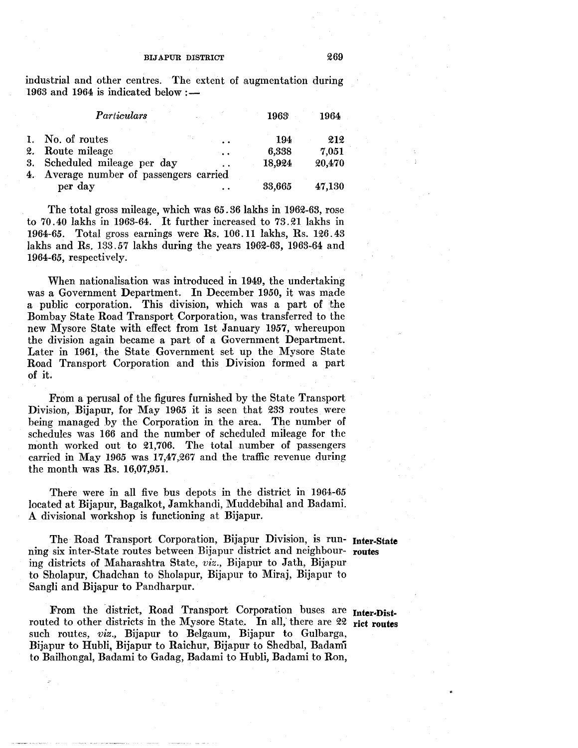industrial and other centres. The extent of augmentation during 1963 and 1964 is indicated below :—

| *Particulars* | 1963 | 1964 |
|---|---|---|
| 1. No. of routes | 194 | 212 |
| 2. Route mileage | 6,338 | 7,051 |
| 3. Scheduled mileage per day | 18,924 | 20,470 |
| 4. Average number of passengers carried per day | 33,665 | 47,130 |

The total gross mileage, which was 65.36 lakhs in 1962-63, rose to 70.40 lakhs in 1963-64. It further increased to 73.21 lakhs in 1964-65. Total gross earnings were Rs. 106.11 lakhs, Rs. 126.43 lakhs and Rs. 133.57 lakhs during the years 1962-63, 1963-64 and 1964-65, respectively.

When nationalisation was introduced in 1949, the undertaking was a Government Department. In December 1950, it was made a public corporation. This division, which was a part of the Bombay State Road Transport Corporation, was transferred to the new Mysore State with effect from 1st January 1957, whereupon the division again became a part of a Government Department. Later in 1961, the State Government set up the Mysore State Road Transport Corporation and this Division formed a part of it.

From a perusal of the figures furnished by the State Transport Division, Bijapur, for May 1965 it is seen that 233 routes were being managed by the Corporation in the area. The number of schedules was 166 and the number of scheduled mileage for the month worked out to 21,706. The total number of passengers carried in May 1965 was 17,47,267 and the traffic revenue during the month was Rs. 16,07,951.

There were in all five bus depots in the district in 1964-65 located at Bijapur, Bagalkot, Jamkhandi, Muddebihal and Badami. A divisional workshop is functioning at Bijapur.

**Inter-State routes**

The Road Transport Corporation, Bijapur Division, is running six inter-State routes between Bijapur district and neighbouring districts of Maharashtra State, *viz.*, Bijapur to Jath, Bijapur to Sholapur, Chadchan to Sholapur, Bijapur to Miraj, Bijapur to Sangli and Bijapur to Pandharpur.

**Inter-District routes**

From the district, Road Transport Corporation buses are routed to other districts in the Mysore State. In all, there are 22 such routes, *viz.*, Bijapur to Belgaum, Bijapur to Gulbarga, Bijapur to Hubli, Bijapur to Raichur, Bijapur to Shedbal, Badami to Bailhongal, Badami to Gadag, Badami to Hubli, Badami to Ron,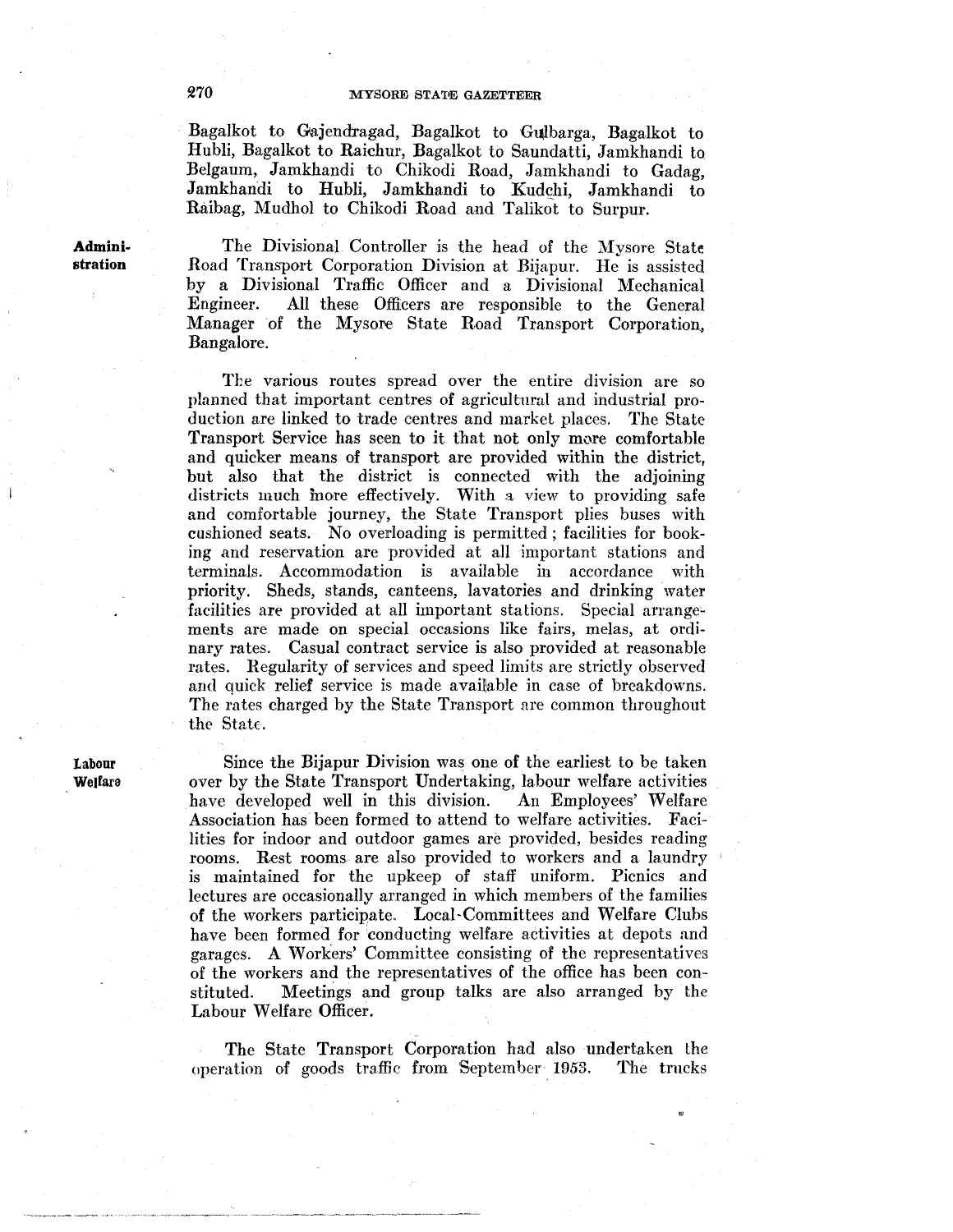Bagalkot to Gajendragad, Bagalkot to Gulbarga, Bagalkot to Hubli, Bagalkot to Raichur, Bagalkot to Saundatti, Jamkhandi to Belgaum, Jamkhandi to Chikodi Road, Jamkhandi to Gadag, Jamkhandi to Hubli, Jamkhandi to Kudchi, Jamkhandi to Raibag, Mudhol to Chikodi Road and Talikot to Surpur.

**Administration**

The Divisional Controller is the head of the Mysore State Road Transport Corporation Division at Bijapur. He is assisted by a Divisional Traffic Officer and a Divisional Mechanical Engineer. All these Officers are responsible to the General Manager of the Mysore State Road Transport Corporation, Bangalore.

The various routes spread over the entire division are so planned that important centres of agricultural and industrial production are linked to trade centres and market places. The State Transport Service has seen to it that not only more comfortable and quicker means of transport are provided within the district, but also that the district is connected with the adjoining districts much more effectively. With a view to providing safe and comfortable journey, the State Transport plies buses with cushioned seats. No overloading is permitted; facilities for booking and reservation are provided at all important stations and terminals. Accommodation is available in accordance with priority. Sheds, stands, canteens, lavatories and drinking water facilities are provided at all important stations. Special arrangements are made on special occasions like fairs, melas, at ordinary rates. Casual contract service is also provided at reasonable rates. Regularity of services and speed limits are strictly observed and quick relief service is made available in case of breakdowns. The rates charged by the State Transport are common throughout the State.

**Labour Welfare**

Since the Bijapur Division was one of the earliest to be taken over by the State Transport Undertaking, labour welfare activities have developed well in this division. An Employees' Welfare Association has been formed to attend to welfare activities. Facilities for indoor and outdoor games are provided, besides reading rooms. Rest rooms are also provided to workers and a laundry is maintained for the upkeep of staff uniform. Picnics and lectures are occasionally arranged in which members of the families of the workers participate. Local-Committees and Welfare Clubs have been formed for conducting welfare activities at depots and garages. A Workers' Committee consisting of the representatives of the workers and the representatives of the office has been constituted. Meetings and group talks are also arranged by the Labour Welfare Officer.

The State Transport Corporation had also undertaken the operation of goods traffic from September 1953. The trucks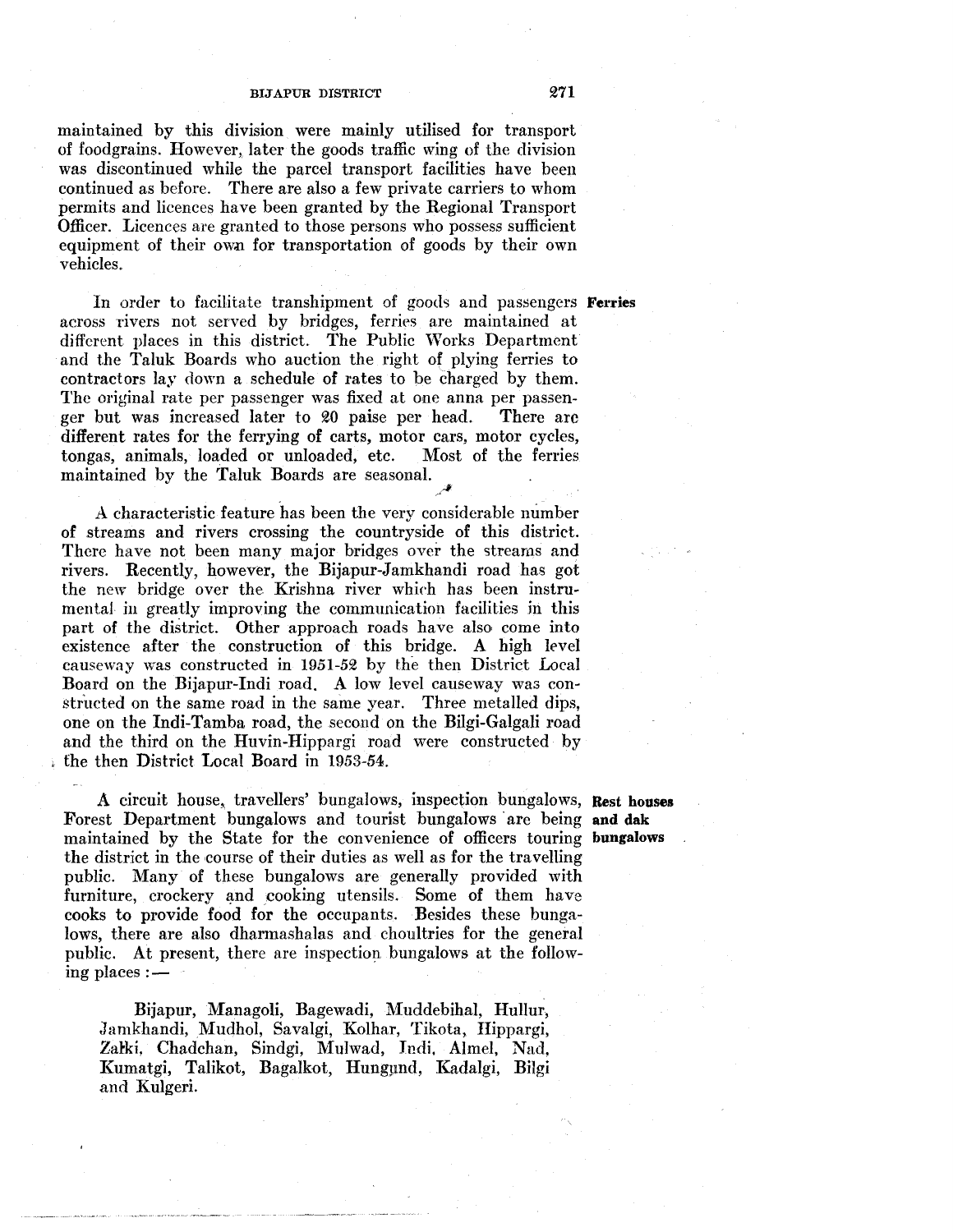maintained by this division were mainly utilised for transport of foodgrains. However, later the goods traffic wing of the division was discontinued while the parcel transport facilities have been continued as before. There are also a few private carriers to whom permits and licences have been granted by the Regional Transport Officer. Licences are granted to those persons who possess sufficient equipment of their own for transportation of goods by their own vehicles.

**Ferries**

In order to facilitate transhipment of goods and passengers across rivers not served by bridges, ferries are maintained at different places in this district. The Public Works Department and the Taluk Boards who auction the right of plying ferries to contractors lay down a schedule of rates to be charged by them. The original rate per passenger was fixed at one anna per passenger but was increased later to 20 paise per head. There are different rates for the ferrying of carts, motor cars, motor cycles, tongas, animals, loaded or unloaded, etc. Most of the ferries maintained by the Taluk Boards are seasonal.

A characteristic feature has been the very considerable number of streams and rivers crossing the countryside of this district. There have not been many major bridges over the streams and rivers. Recently, however, the Bijapur-Jamkhandi road has got the new bridge over the Krishna river which has been instrumental in greatly improving the communication facilities in this part of the district. Other approach roads have also come into existence after the construction of this bridge. A high level causeway was constructed in 1951-52 by the then District Local Board on the Bijapur-Indi road. A low level causeway was constructed on the same road in the same year. Three metalled dips, one on the Indi-Tamba road, the second on the Bilgi-Galgali road and the third on the Huvin-Hippargi road were constructed by the then District Local Board in 1953-54.

**Rest houses and dak bungalows**

A circuit house, travellers' bungalows, inspection bungalows, Forest Department bungalows and tourist bungalows are being maintained by the State for the convenience of officers touring the district in the course of their duties as well as for the travelling public. Many of these bungalows are generally provided with furniture, crockery and cooking utensils. Some of them have cooks to provide food for the occupants. Besides these bungalows, there are also dharmashalas and choultries for the general public. At present, there are inspection bungalows at the following places :—

Bijapur, Managoli, Bagewadi, Muddebihal, Hullur, Jamkhandi, Mudhol, Savalgi, Kolhar, Tikota, Hippargi, Zalki, Chadchan, Sindgi, Mulwad, Indi, Almel, Nad, Kumatgi, Talikot, Bagalkot, Hungund, Kadalgi, Bilgi and Kulgeri.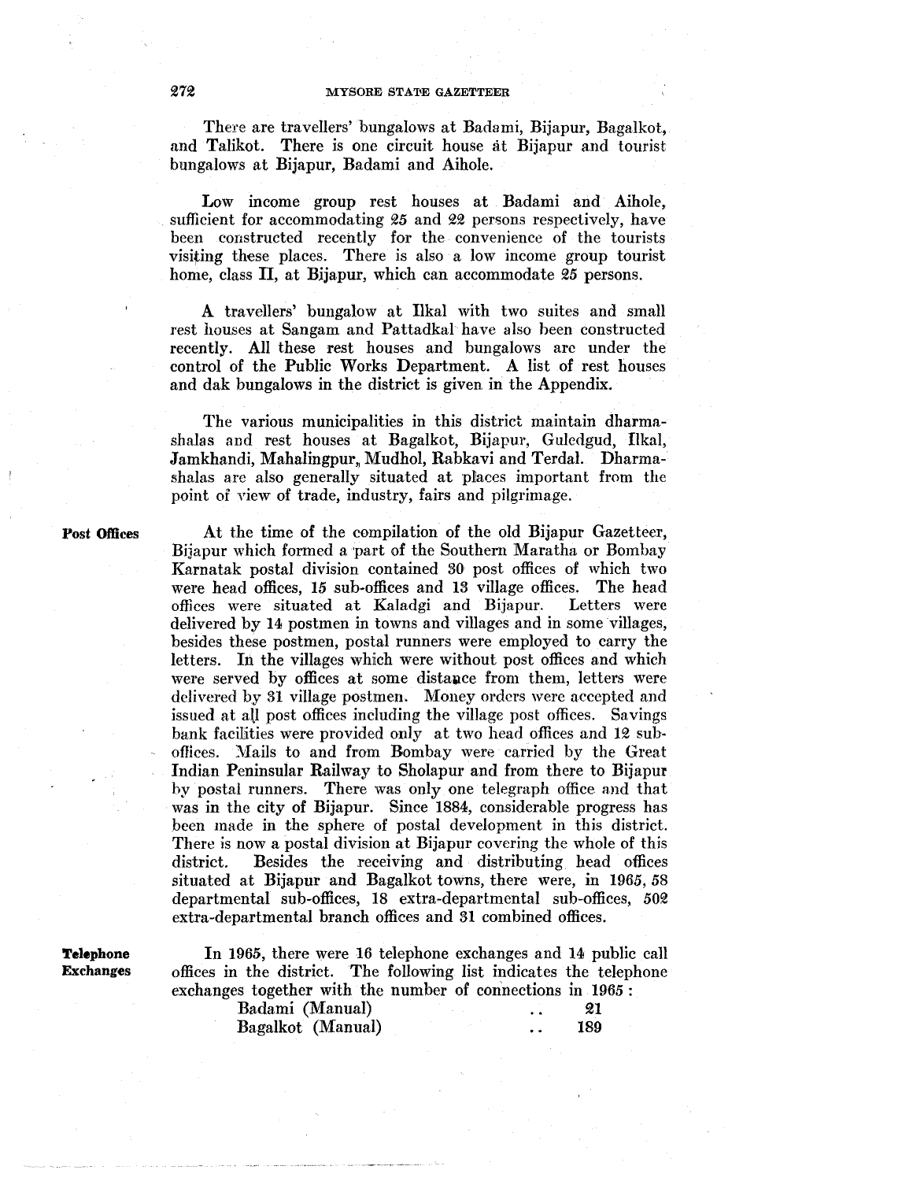There are travellers' bungalows at Badami, Bijapur, Bagalkot, and Talikot. There is one circuit house at Bijapur and tourist bungalows at Bijapur, Badami and Aihole.

Low income group rest houses at Badami and Aihole, sufficient for accommodating 25 and 22 persons respectively, have been constructed recently for the convenience of the tourists visiting these places. There is also a low income group tourist home, class II, at Bijapur, which can accommodate 25 persons.

A travellers' bungalow at Ilkal with two suites and small rest houses at Sangam and Pattadkal have also been constructed recently. All these rest houses and bungalows are under the control of the Public Works Department. A list of rest houses and dak bungalows in the district is given in the Appendix.

The various municipalities in this district maintain dharmashalas and rest houses at Bagalkot, Bijapur, Guledgud, Ilkal, Jamkhandi, Mahalingpur, Mudhol, Rabkavi and Terdal. Dharmashalas are also generally situated at places important from the point of view of trade, industry, fairs and pilgrimage.

**Post Offices**

At the time of the compilation of the old Bijapur Gazetteer, Bijapur which formed a part of the Southern Maratha or Bombay Karnatak postal division contained 30 post offices of which two were head offices, 15 sub-offices and 13 village offices. The head offices were situated at Kaladgi and Bijapur. Letters were delivered by 14 postmen in towns and villages and in some villages, besides these postmen, postal runners were employed to carry the letters. In the villages which were without post offices and which were served by offices at some distance from them, letters were delivered by 31 village postmen. Money orders were accepted and issued at all post offices including the village post offices. Savings bank facilities were provided only at two head offices and 12 sub-offices. Mails to and from Bombay were carried by the Great Indian Peninsular Railway to Sholapur and from there to Bijapur by postal runners. There was only one telegraph office and that was in the city of Bijapur. Since 1884, considerable progress has been made in the sphere of postal development in this district. There is now a postal division at Bijapur covering the whole of this district. Besides the receiving and distributing head offices situated at Bijapur and Bagalkot towns, there were, in 1965, 58 departmental sub-offices, 18 extra-departmental sub-offices, 502 extra-departmental branch offices and 31 combined offices.

**Telephone Exchanges**

In 1965, there were 16 telephone exchanges and 14 public call offices in the district. The following list indicates the telephone exchanges together with the number of connections in 1965:

| | | |
|---|---|---|
| Badami (Manual) | .. | 21 |
| Bagalkot (Manual) | .. | 189 |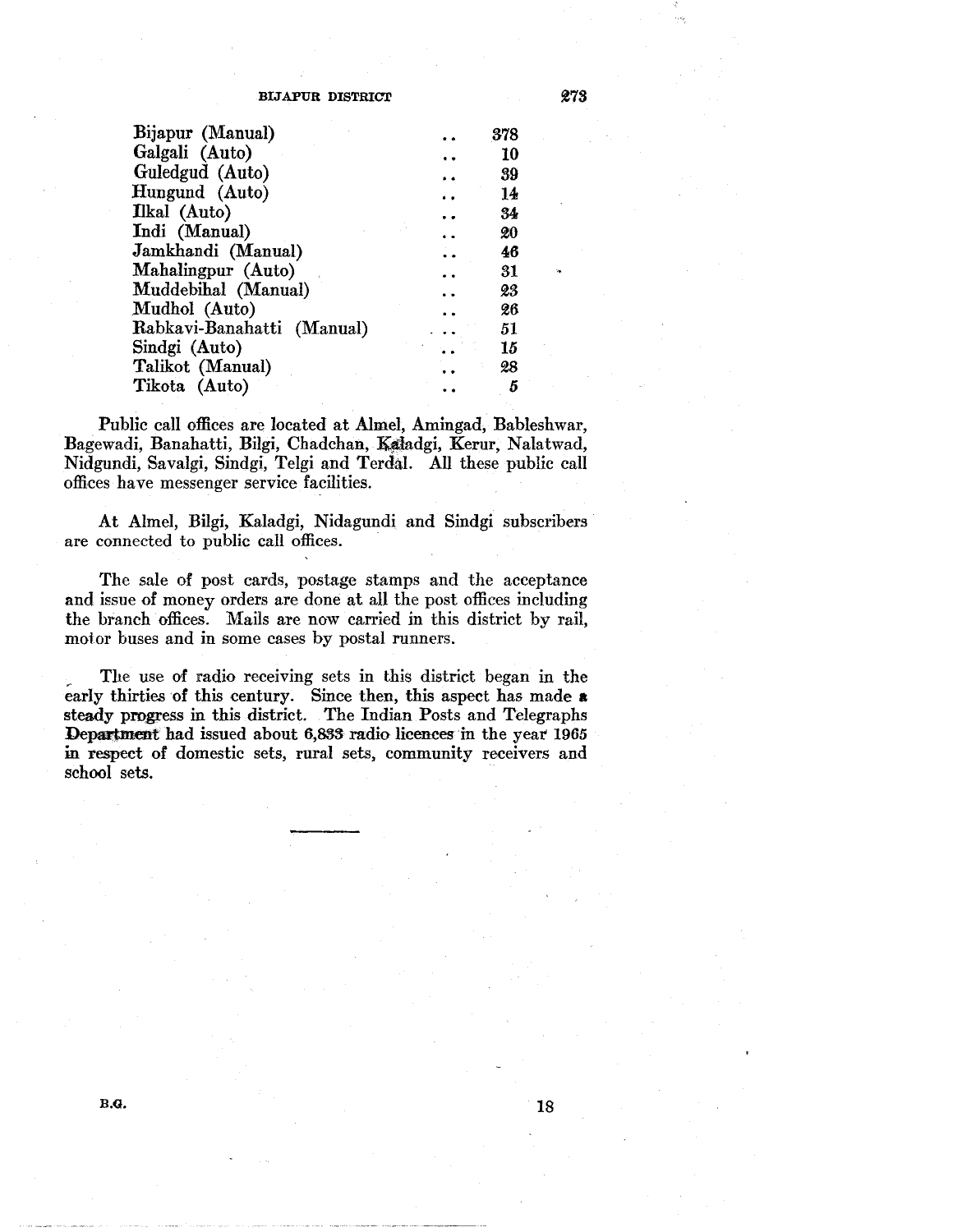| | |
|---|---|
| Bijapur (Manual) | 378 |
| Galgali (Auto) | 10 |
| Guledgud (Auto) | 39 |
| Hungund (Auto) | 14 |
| Ilkal (Auto) | 34 |
| Indi (Manual) | 20 |
| Jamkhandi (Manual) | 46 |
| Mahalingpur (Auto) | 31 |
| Muddebihal (Manual) | 23 |
| Mudhol (Auto) | 26 |
| Rabkavi-Banahatti (Manual) | 51 |
| Sindgi (Auto) | 15 |
| Talikot (Manual) | 28 |
| Tikota (Auto) | 5 |

Public call offices are located at Almel, Amingad, Bableshwar, Bagewadi, Banahatti, Bilgi, Chadchan, Kaladgi, Kerur, Nalatwad, Nidgundi, Savalgi, Sindgi, Telgi and Terdal. All these public call offices have messenger service facilities.

At Almel, Bilgi, Kaladgi, Nidagundi and Sindgi subscribers are connected to public call offices.

The sale of post cards, postage stamps and the acceptance and issue of money orders are done at all the post offices including the branch offices. Mails are now carried in this district by rail, motor buses and in some cases by postal runners.

The use of radio receiving sets in this district began in the early thirties of this century. Since then, this aspect has made a steady progress in this district. The Indian Posts and Telegraphs Department had issued about 6,833 radio licences in the year 1965 in respect of domestic sets, rural sets, community receivers and school sets.